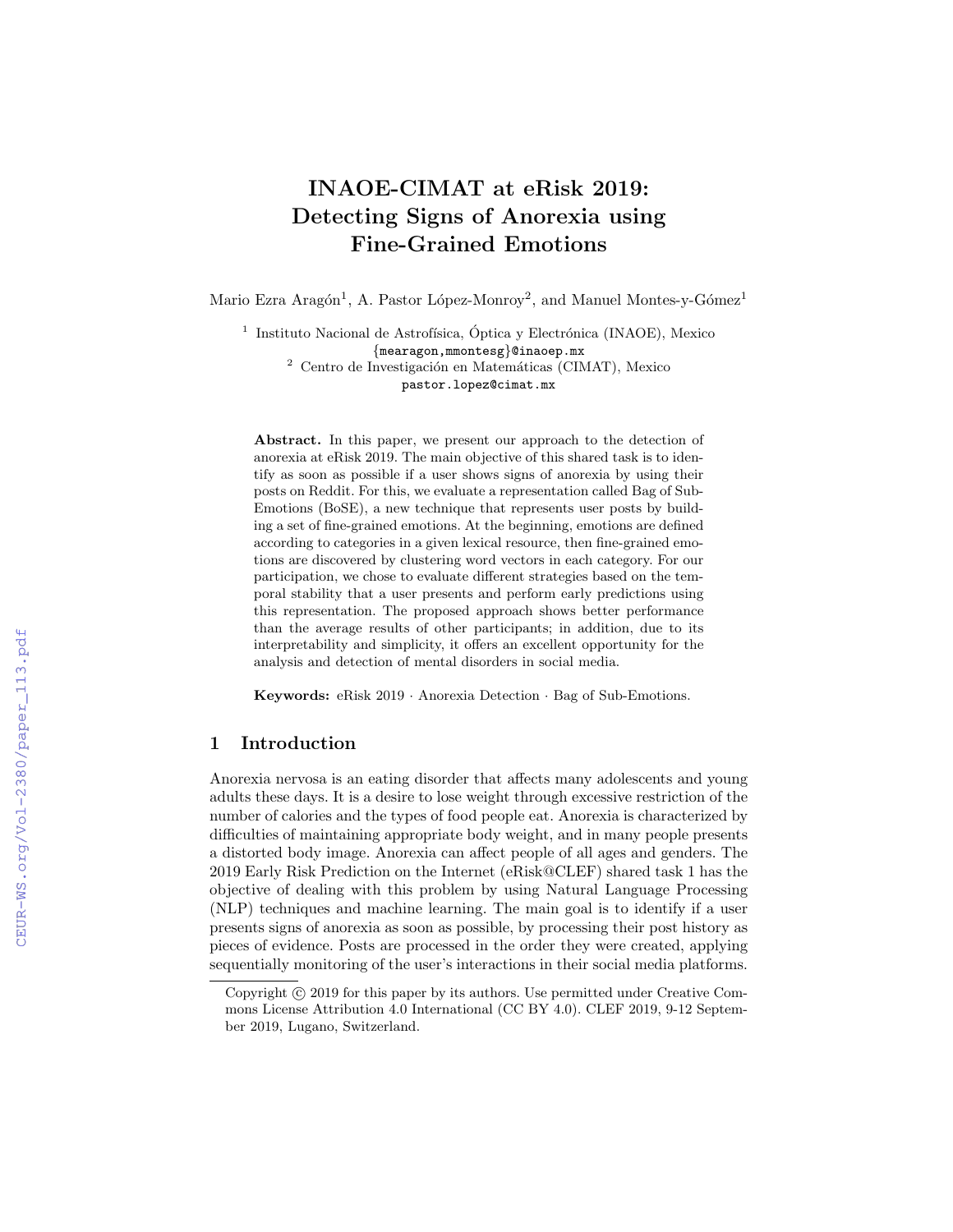# INAOE-CIMAT at eRisk 2019: Detecting Signs of Anorexia using Fine-Grained Emotions

Mario Ezra Aragón[1], A. Pastor López-Monroy[2], and Manuel Montes-y-Gómez[1]

[1] Instituto Nacional de Astrofísica, Óptica y Electrónica (INAOE), Mexico
{mearagon,mmontesg}@inaoep.mx
[2] Centro de Investigación en Matemáticas (CIMAT), Mexico
pastor.lopez@cimat.mx

**Abstract.** In this paper, we present our approach to the detection of anorexia at eRisk 2019. The main objective of this shared task is to identify as soon as possible if a user shows signs of anorexia by using their posts on Reddit. For this, we evaluate a representation called Bag of Sub-Emotions (BoSE), a new technique that represents user posts by building a set of fine-grained emotions. At the beginning, emotions are defined according to categories in a given lexical resource, then fine-grained emotions are discovered by clustering word vectors in each category. For our participation, we chose to evaluate different strategies based on the temporal stability that a user presents and perform early predictions using this representation. The proposed approach shows better performance than the average results of other participants; in addition, due to its interpretability and simplicity, it offers an excellent opportunity for the analysis and detection of mental disorders in social media.

**Keywords:** eRisk 2019 · Anorexia Detection · Bag of Sub-Emotions.

## 1 Introduction

Anorexia nervosa is an eating disorder that affects many adolescents and young adults these days. It is a desire to lose weight through excessive restriction of the number of calories and the types of food people eat. Anorexia is characterized by difficulties of maintaining appropriate body weight, and in many people presents a distorted body image. Anorexia can affect people of all ages and genders. The 2019 Early Risk Prediction on the Internet (eRisk@CLEF) shared task 1 has the objective of dealing with this problem by using Natural Language Processing (NLP) techniques and machine learning. The main goal is to identify if a user presents signs of anorexia as soon as possible, by processing their post history as pieces of evidence. Posts are processed in the order they were created, applying sequentially monitoring of the user's interactions in their social media platforms.

Copyright © 2019 for this paper by its authors. Use permitted under Creative Commons License Attribution 4.0 International (CC BY 4.0). CLEF 2019, 9-12 September 2019, Lugano, Switzerland.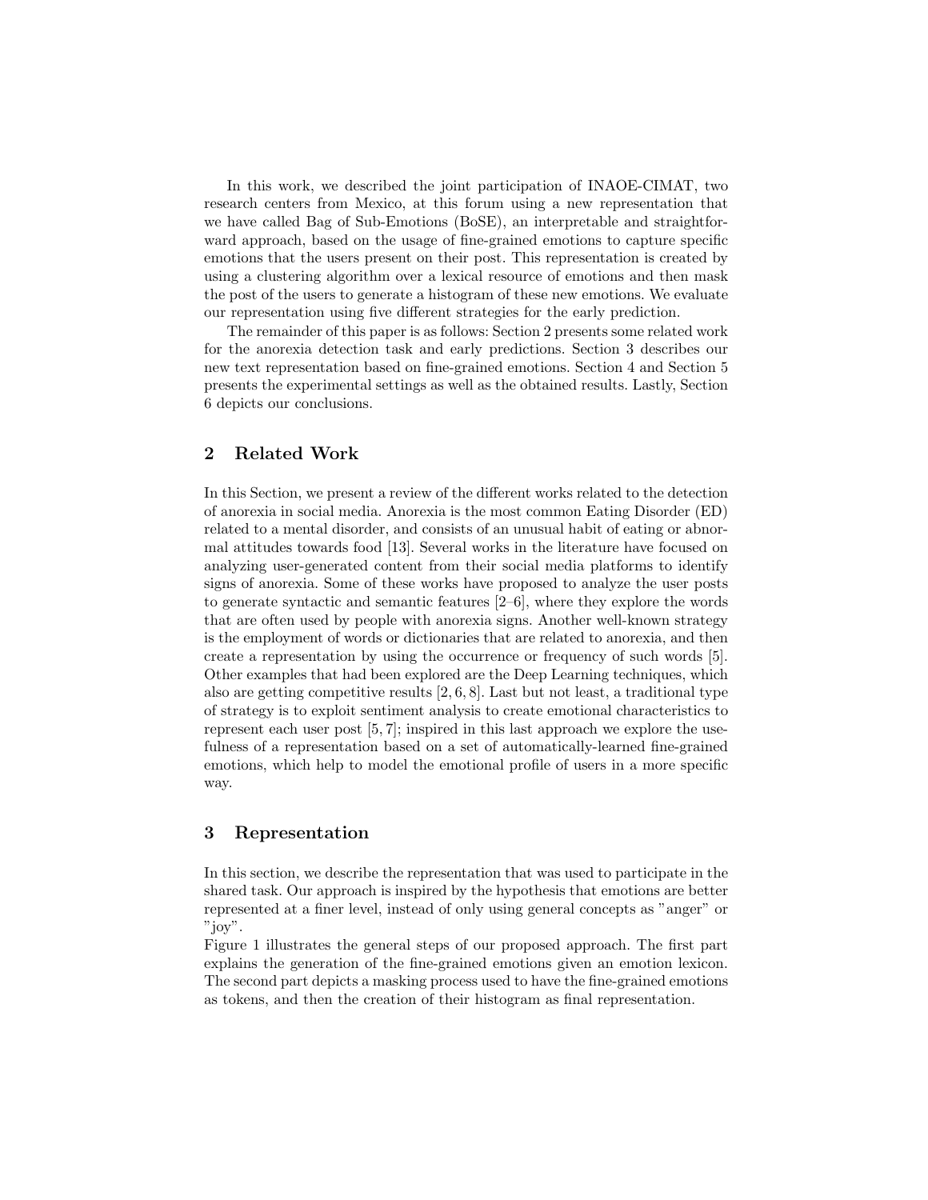In this work, we described the joint participation of INAOE-CIMAT, two research centers from Mexico, at this forum using a new representation that we have called Bag of Sub-Emotions (BoSE), an interpretable and straightforward approach, based on the usage of fine-grained emotions to capture specific emotions that the users present on their post. This representation is created by using a clustering algorithm over a lexical resource of emotions and then mask the post of the users to generate a histogram of these new emotions. We evaluate our representation using five different strategies for the early prediction.

The remainder of this paper is as follows: Section 2 presents some related work for the anorexia detection task and early predictions. Section 3 describes our new text representation based on fine-grained emotions. Section 4 and Section 5 presents the experimental settings as well as the obtained results. Lastly, Section 6 depicts our conclusions.

## 2 Related Work

In this Section, we present a review of the different works related to the detection of anorexia in social media. Anorexia is the most common Eating Disorder (ED) related to a mental disorder, and consists of an unusual habit of eating or abnormal attitudes towards food [13]. Several works in the literature have focused on analyzing user-generated content from their social media platforms to identify signs of anorexia. Some of these works have proposed to analyze the user posts to generate syntactic and semantic features [2–6], where they explore the words that are often used by people with anorexia signs. Another well-known strategy is the employment of words or dictionaries that are related to anorexia, and then create a representation by using the occurrence or frequency of such words [5]. Other examples that had been explored are the Deep Learning techniques, which also are getting competitive results [2, 6, 8]. Last but not least, a traditional type of strategy is to exploit sentiment analysis to create emotional characteristics to represent each user post [5, 7]; inspired in this last approach we explore the usefulness of a representation based on a set of automatically-learned fine-grained emotions, which help to model the emotional profile of users in a more specific way.

## 3 Representation

In this section, we describe the representation that was used to participate in the shared task. Our approach is inspired by the hypothesis that emotions are better represented at a finer level, instead of only using general concepts as "anger" or "joy".

Figure 1 illustrates the general steps of our proposed approach. The first part explains the generation of the fine-grained emotions given an emotion lexicon. The second part depicts a masking process used to have the fine-grained emotions as tokens, and then the creation of their histogram as final representation.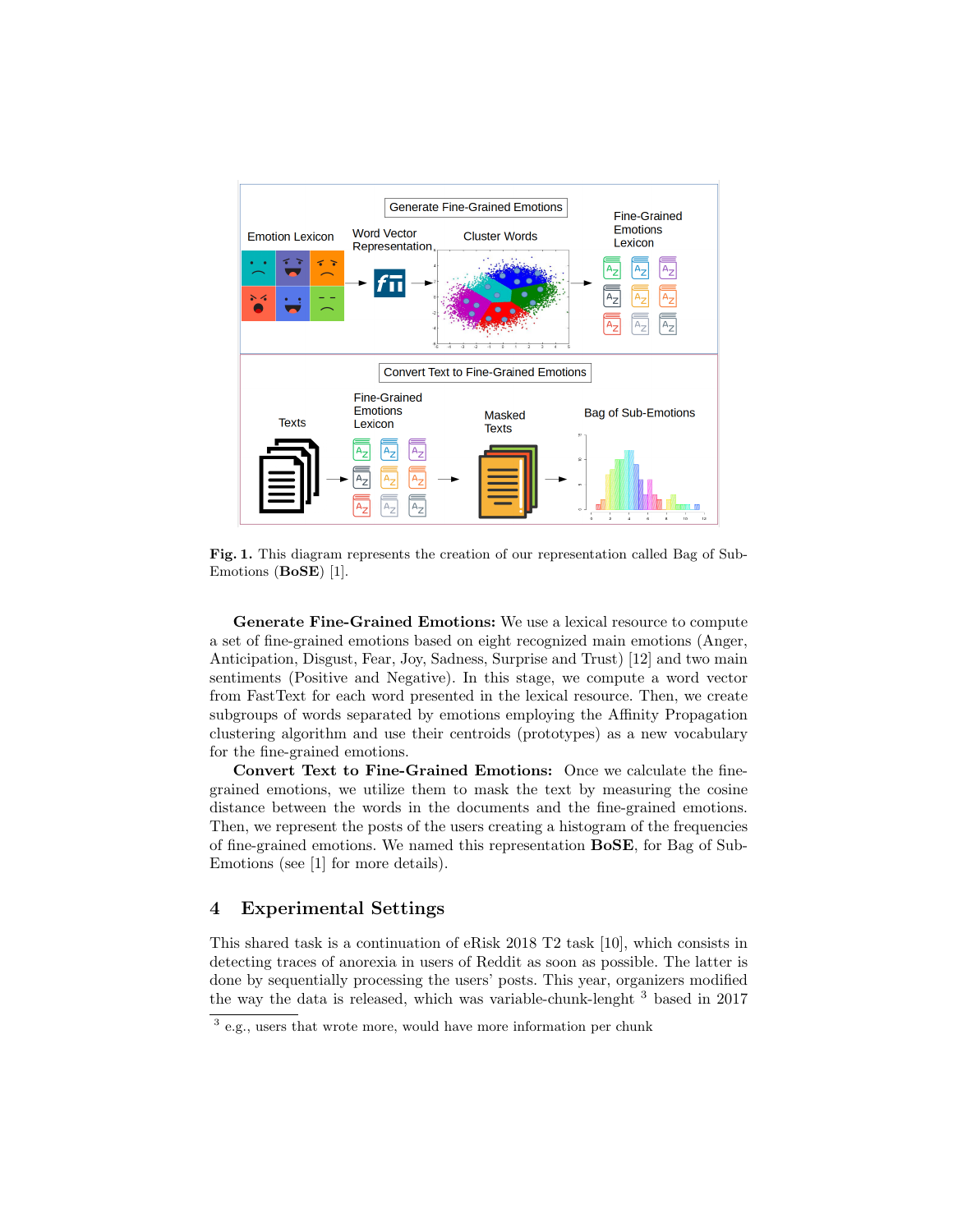**Fig. 1.** This diagram represents the creation of our representation called Bag of Sub-Emotions (**BoSE**) [1].

**Generate Fine-Grained Emotions:** We use a lexical resource to compute a set of fine-grained emotions based on eight recognized main emotions (Anger, Anticipation, Disgust, Fear, Joy, Sadness, Surprise and Trust) [12] and two main sentiments (Positive and Negative). In this stage, we compute a word vector from FastText for each word presented in the lexical resource. Then, we create subgroups of words separated by emotions employing the Affinity Propagation clustering algorithm and use their centroids (prototypes) as a new vocabulary for the fine-grained emotions.

**Convert Text to Fine-Grained Emotions:** Once we calculate the fine-grained emotions, we utilize them to mask the text by measuring the cosine distance between the words in the documents and the fine-grained emotions. Then, we represent the posts of the users creating a histogram of the frequencies of fine-grained emotions. We named this representation **BoSE**, for Bag of Sub-Emotions (see [1] for more details).

## 4 Experimental Settings

This shared task is a continuation of eRisk 2018 T2 task [10], which consists in detecting traces of anorexia in users of Reddit as soon as possible. The latter is done by sequentially processing the users' posts. This year, organizers modified the way the data is released, which was variable-chunk-lenght [3] based in 2017

[3] e.g., users that wrote more, would have more information per chunk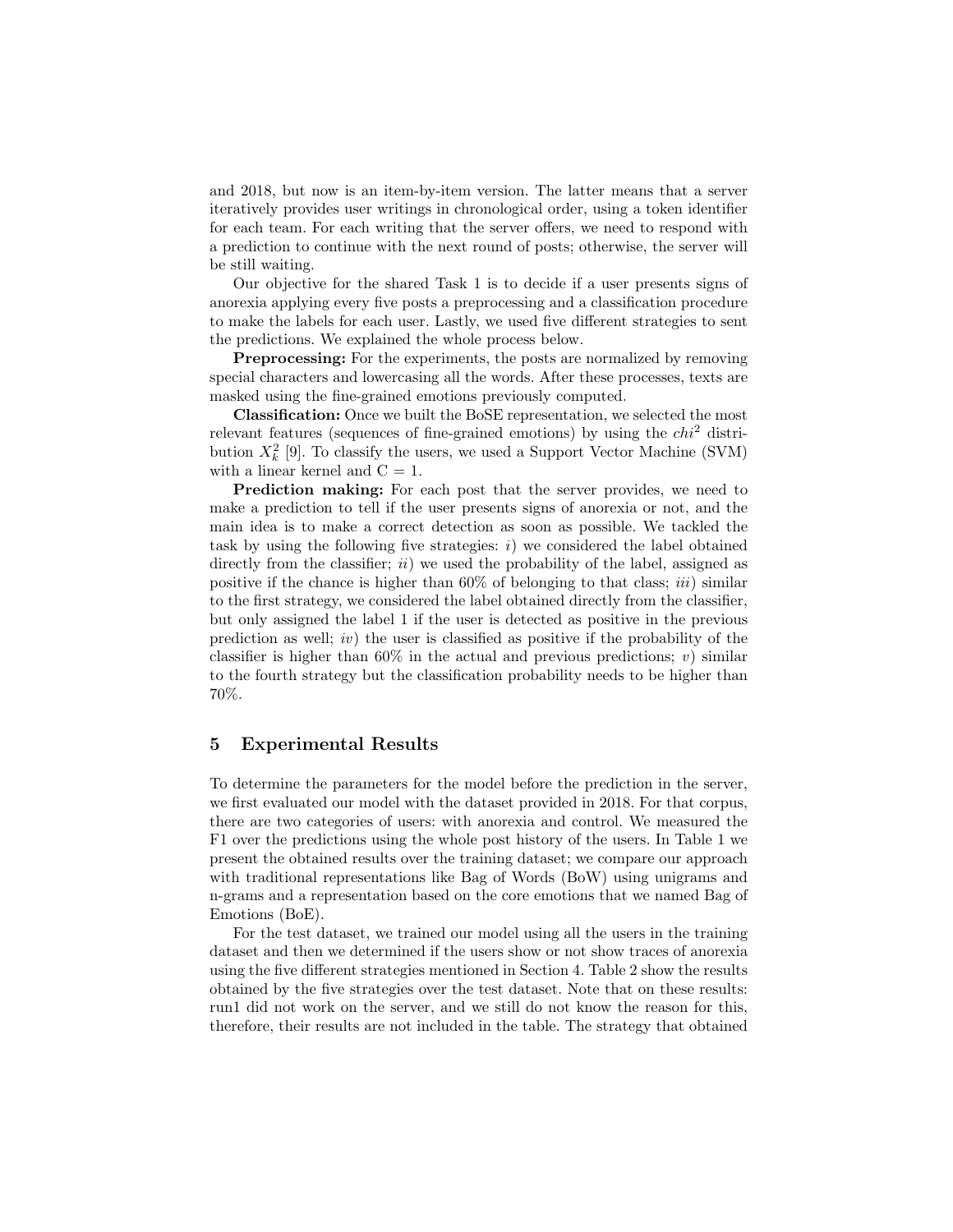and 2018, but now is an item-by-item version. The latter means that a server iteratively provides user writings in chronological order, using a token identifier for each team. For each writing that the server offers, we need to respond with a prediction to continue with the next round of posts; otherwise, the server will be still waiting.

Our objective for the shared Task 1 is to decide if a user presents signs of anorexia applying every five posts a preprocessing and a classification procedure to make the labels for each user. Lastly, we used five different strategies to sent the predictions. We explained the whole process below.

**Preprocessing:** For the experiments, the posts are normalized by removing special characters and lowercasing all the words. After these processes, texts are masked using the fine-grained emotions previously computed.

**Classification:** Once we built the BoSE representation, we selected the most relevant features (sequences of fine-grained emotions) by using the $chi^2$ distribution $X_k^2$ [9]. To classify the users, we used a Support Vector Machine (SVM) with a linear kernel and C = 1.

**Prediction making:** For each post that the server provides, we need to make a prediction to tell if the user presents signs of anorexia or not, and the main idea is to make a correct detection as soon as possible. We tackled the task by using the following five strategies: *i)* we considered the label obtained directly from the classifier; *ii)* we used the probability of the label, assigned as positive if the chance is higher than 60% of belonging to that class; *iii)* similar to the first strategy, we considered the label obtained directly from the classifier, but only assigned the label 1 if the user is detected as positive in the previous prediction as well; *iv)* the user is classified as positive if the probability of the classifier is higher than 60% in the actual and previous predictions; *v)* similar to the fourth strategy but the classification probability needs to be higher than 70%.

## 5 Experimental Results

To determine the parameters for the model before the prediction in the server, we first evaluated our model with the dataset provided in 2018. For that corpus, there are two categories of users: with anorexia and control. We measured the F1 over the predictions using the whole post history of the users. In Table 1 we present the obtained results over the training dataset; we compare our approach with traditional representations like Bag of Words (BoW) using unigrams and n-grams and a representation based on the core emotions that we named Bag of Emotions (BoE).

For the test dataset, we trained our model using all the users in the training dataset and then we determined if the users show or not show traces of anorexia using the five different strategies mentioned in Section 4. Table 2 show the results obtained by the five strategies over the test dataset. Note that on these results: run1 did not work on the server, and we still do not know the reason for this, therefore, their results are not included in the table. The strategy that obtained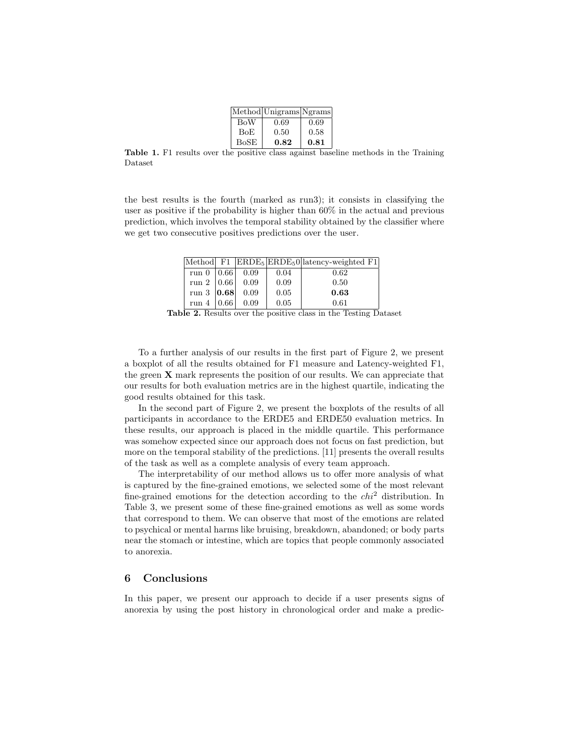| Method | Unigrams | Ngrams |
| --- | --- | --- |
| BoW | 0.69 | 0.69 |
| BoE | 0.50 | 0.58 |
| BoSE | **0.82** | **0.81** |

**Table 1.** F1 results over the positive class against baseline methods in the Training Dataset

the best results is the fourth (marked as run3); it consists in classifying the user as positive if the probability is higher than 60% in the actual and previous prediction, which involves the temporal stability obtained by the classifier where we get two consecutive positives predictions over the user.

| Method | F1 | $\text{ERDE}_5$ | $\text{ERDE}_50$ | latency-weighted F1 |
| --- | --- | --- | --- | --- |
| run 0 | 0.66 | 0.09 | 0.04 | 0.62 |
| run 2 | 0.66 | 0.09 | 0.09 | 0.50 |
| run 3 | **0.68** | 0.09 | 0.05 | **0.63** |
| run 4 | 0.66 | 0.09 | 0.05 | 0.61 |

**Table 2.** Results over the positive class in the Testing Dataset

To a further analysis of our results in the first part of Figure 2, we present a boxplot of all the results obtained for F1 measure and Latency-weighted F1, the green **X** mark represents the position of our results. We can appreciate that our results for both evaluation metrics are in the highest quartile, indicating the good results obtained for this task.

In the second part of Figure 2, we present the boxplots of the results of all participants in accordance to the ERDE5 and ERDE50 evaluation metrics. In these results, our approach is placed in the middle quartile. This performance was somehow expected since our approach does not focus on fast prediction, but more on the temporal stability of the predictions. [11] presents the overall results of the task as well as a complete analysis of every team approach.

The interpretability of our method allows us to offer more analysis of what is captured by the fine-grained emotions, we selected some of the most relevant fine-grained emotions for the detection according to the $chi^2$ distribution. In Table 3, we present some of these fine-grained emotions as well as some words that correspond to them. We can observe that most of the emotions are related to psychical or mental harms like bruising, breakdown, abandoned; or body parts near the stomach or intestine, which are topics that people commonly associated to anorexia.

## 6 Conclusions

In this paper, we present our approach to decide if a user presents signs of anorexia by using the post history in chronological order and make a predic-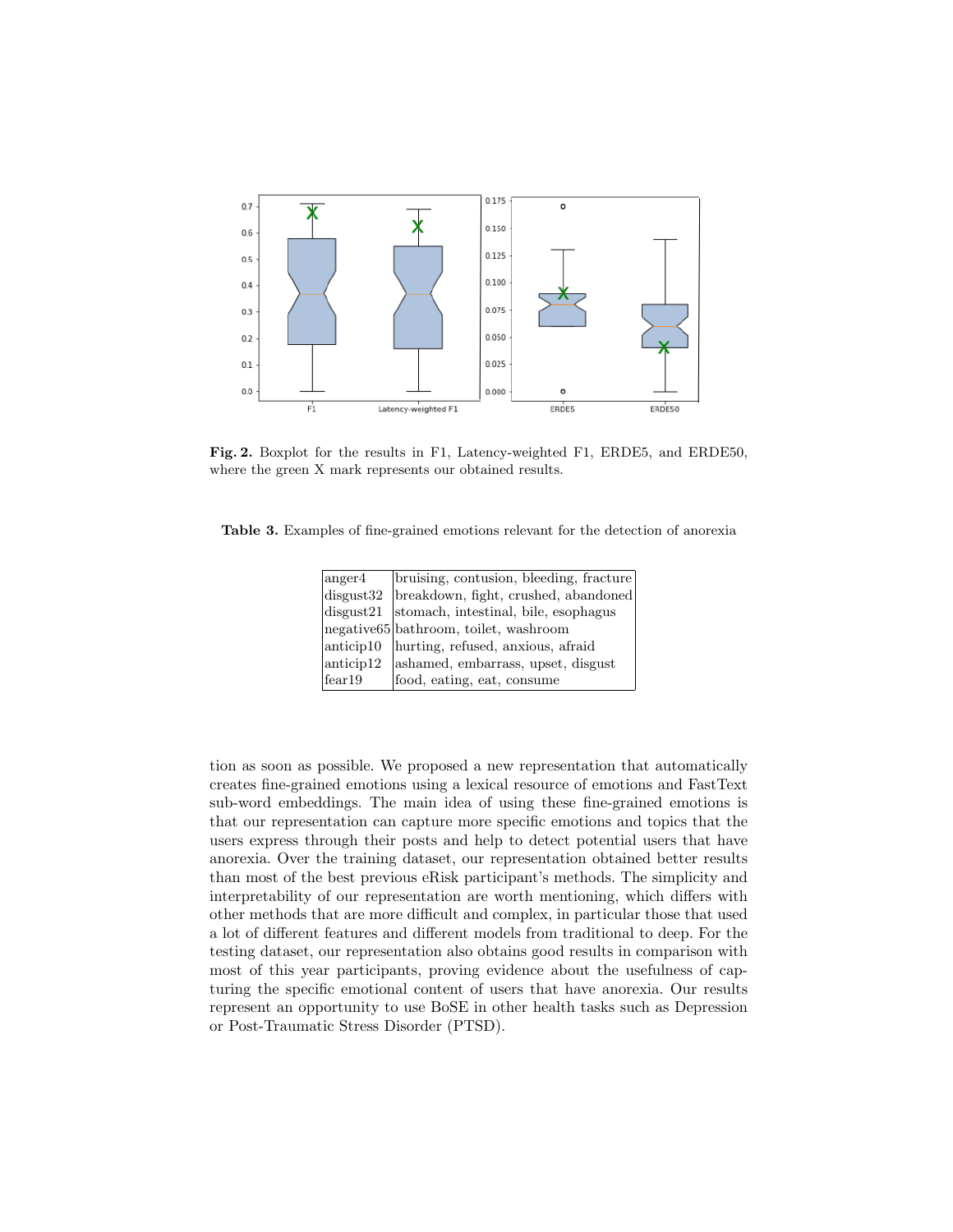**Fig. 2.** Boxplot for the results in F1, Latency-weighted F1, ERDE5, and ERDE50, where the green X mark represents our obtained results.

**Table 3.** Examples of fine-grained emotions relevant for the detection of anorexia

| | |
|---|---|
| anger4 | bruising, contusion, bleeding, fracture |
| disgust32 | breakdown, fight, crushed, abandoned |
| disgust21 | stomach, intestinal, bile, esophagus |
| negative65 | bathroom, toilet, washroom |
| anticip10 | hurting, refused, anxious, afraid |
| anticip12 | ashamed, embarrass, upset, disgust |
| fear19 | food, eating, eat, consume |

tion as soon as possible. We proposed a new representation that automatically creates fine-grained emotions using a lexical resource of emotions and FastText sub-word embeddings. The main idea of using these fine-grained emotions is that our representation can capture more specific emotions and topics that the users express through their posts and help to detect potential users that have anorexia. Over the training dataset, our representation obtained better results than most of the best previous eRisk participant's methods. The simplicity and interpretability of our representation are worth mentioning, which differs with other methods that are more difficult and complex, in particular those that used a lot of different features and different models from traditional to deep. For the testing dataset, our representation also obtains good results in comparison with most of this year participants, proving evidence about the usefulness of capturing the specific emotional content of users that have anorexia. Our results represent an opportunity to use BoSE in other health tasks such as Depression or Post-Traumatic Stress Disorder (PTSD).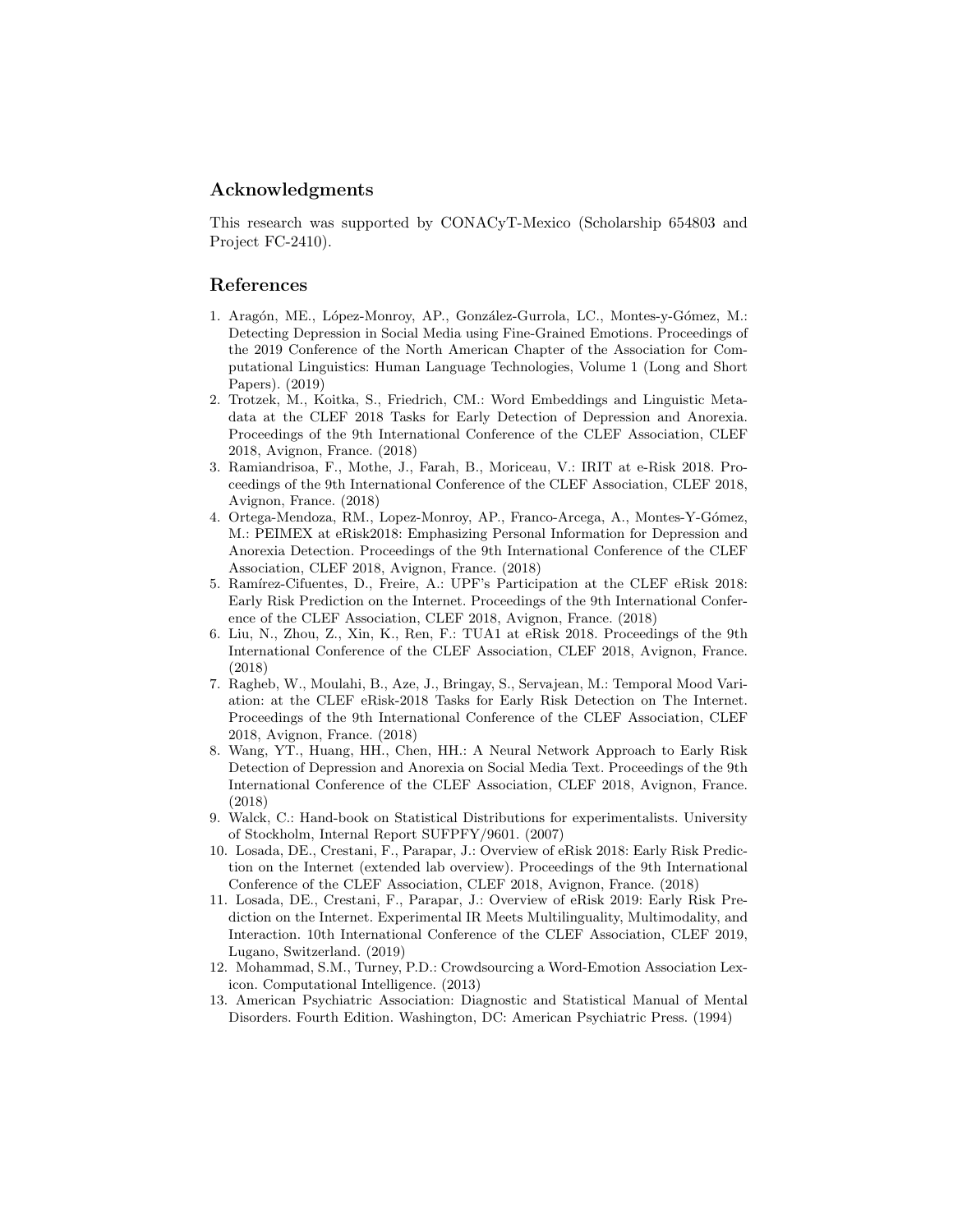## Acknowledgments

This research was supported by CONACyT-Mexico (Scholarship 654803 and Project FC-2410).

## References

1. Aragón, ME., López-Monroy, AP., González-Gurrola, LC., Montes-y-Gómez, M.: Detecting Depression in Social Media using Fine-Grained Emotions. Proceedings of the 2019 Conference of the North American Chapter of the Association for Computational Linguistics: Human Language Technologies, Volume 1 (Long and Short Papers). (2019)
2. Trotzek, M., Koitka, S., Friedrich, CM.: Word Embeddings and Linguistic Metadata at the CLEF 2018 Tasks for Early Detection of Depression and Anorexia. Proceedings of the 9th International Conference of the CLEF Association, CLEF 2018, Avignon, France. (2018)
3. Ramiandrisoa, F., Mothe, J., Farah, B., Moriceau, V.: IRIT at e-Risk 2018. Proceedings of the 9th International Conference of the CLEF Association, CLEF 2018, Avignon, France. (2018)
4. Ortega-Mendoza, RM., Lopez-Monroy, AP., Franco-Arcega, A., Montes-Y-Gómez, M.: PEIMEX at eRisk2018: Emphasizing Personal Information for Depression and Anorexia Detection. Proceedings of the 9th International Conference of the CLEF Association, CLEF 2018, Avignon, France. (2018)
5. Ramírez-Cifuentes, D., Freire, A.: UPF's Participation at the CLEF eRisk 2018: Early Risk Prediction on the Internet. Proceedings of the 9th International Conference of the CLEF Association, CLEF 2018, Avignon, France. (2018)
6. Liu, N., Zhou, Z., Xin, K., Ren, F.: TUA1 at eRisk 2018. Proceedings of the 9th International Conference of the CLEF Association, CLEF 2018, Avignon, France. (2018)
7. Ragheb, W., Moulahi, B., Aze, J., Bringay, S., Servajean, M.: Temporal Mood Variation: at the CLEF eRisk-2018 Tasks for Early Risk Detection on The Internet. Proceedings of the 9th International Conference of the CLEF Association, CLEF 2018, Avignon, France. (2018)
8. Wang, YT., Huang, HH., Chen, HH.: A Neural Network Approach to Early Risk Detection of Depression and Anorexia on Social Media Text. Proceedings of the 9th International Conference of the CLEF Association, CLEF 2018, Avignon, France. (2018)
9. Walck, C.: Hand-book on Statistical Distributions for experimentalists. University of Stockholm, Internal Report SUFPFY/9601. (2007)
10. Losada, DE., Crestani, F., Parapar, J.: Overview of eRisk 2018: Early Risk Prediction on the Internet (extended lab overview). Proceedings of the 9th International Conference of the CLEF Association, CLEF 2018, Avignon, France. (2018)
11. Losada, DE., Crestani, F., Parapar, J.: Overview of eRisk 2019: Early Risk Prediction on the Internet. Experimental IR Meets Multilinguality, Multimodality, and Interaction. 10th International Conference of the CLEF Association, CLEF 2019, Lugano, Switzerland. (2019)
12. Mohammad, S.M., Turney, P.D.: Crowdsourcing a Word-Emotion Association Lexicon. Computational Intelligence. (2013)
13. American Psychiatric Association: Diagnostic and Statistical Manual of Mental Disorders. Fourth Edition. Washington, DC: American Psychiatric Press. (1994)